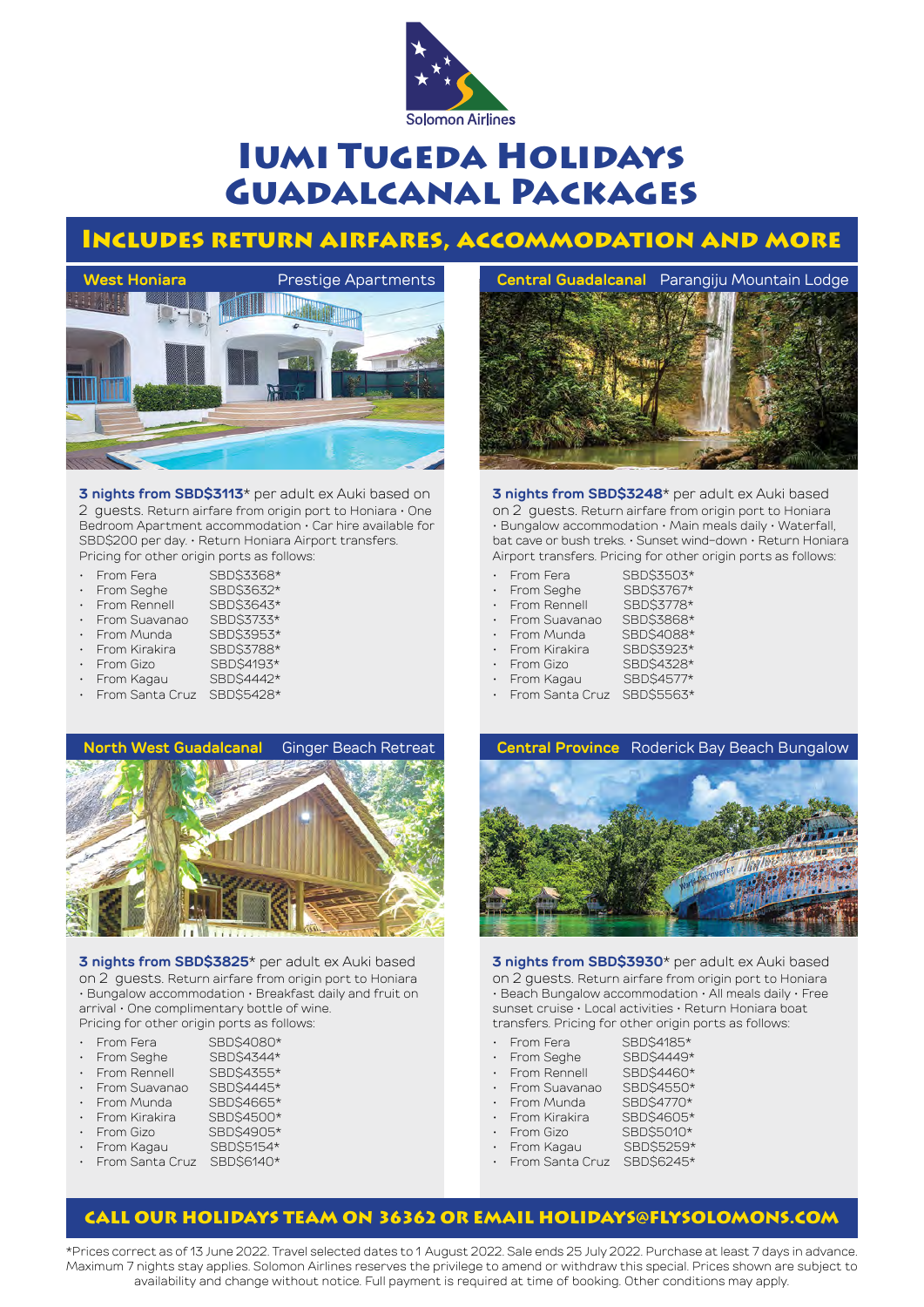Solomon Airlines

# Iumi Tugeda Holidays Guadalcanal Packages

## Includes return airfares, accommodation and more

### West Honiara — Prestige Apartments

**3 nights from SBD$3113*** per adult ex Auki based on 2 guests. Return airfare from origin port to Honiara • One Bedroom Apartment accommodation • Car hire available for SBD$200 per day. • Return Honiara Airport transfers. Pricing for other origin ports as follows:

- From Fera SBD$3368*
- From Seghe SBD$3632*
- From Rennell SBD$3643*
- From Suavanao SBD$3733*
- From Munda SBD$3953*
- From Kirakira SBD$3788*
- From Gizo SBD$4193*
- From Kagau SBD$4442*
- From Santa Cruz SBD$5428*

### Central Guadalcanal — Parangiju Mountain Lodge

**3 nights from SBD$3248*** per adult ex Auki based on 2 guests. Return airfare from origin port to Honiara • Bungalow accommodation • Main meals daily • Waterfall, bat cave or bush treks. • Sunset wind-down • Return Honiara Airport transfers. Pricing for other origin ports as follows:

- From Fera SBD$3503*
- From Seghe SBD$3767*
- From Rennell SBD$3778*
- From Suavanao SBD$3868*
- From Munda SBD$4088*
- From Kirakira SBD$3923*
- From Gizo SBD$4328*
- From Kagau SBD$4577*
- From Santa Cruz SBD$5563*

### North West Guadalcanal — Ginger Beach Retreat

**3 nights from SBD$3825*** per adult ex Auki based on 2 guests. Return airfare from origin port to Honiara • Bungalow accommodation • Breakfast daily and fruit on arrival • One complimentary bottle of wine. Pricing for other origin ports as follows:

- From Fera SBD$4080*
- From Seghe SBD$4344*
- From Rennell SBD$4355*
- From Suavanao SBD$4445*
- From Munda SBD$4665*
- From Kirakira SBD$4500*
- From Gizo SBD$4905*
- From Kagau SBD$5154*
- From Santa Cruz SBD$6140*

### Central Province — Roderick Bay Beach Bungalow

**3 nights from SBD$3930*** per adult ex Auki based on 2 guests. Return airfare from origin port to Honiara • Beach Bungalow accommodation • All meals daily • Free sunset cruise • Local activities • Return Honiara boat transfers. Pricing for other origin ports as follows:

- From Fera SBD$4185*
- From Seghe SBD$4449*
- From Rennell SBD$4460*
- From Suavanao SBD$4550*
- From Munda SBD$4770*
- From Kirakira SBD$4605*
- From Gizo SBD$5010*
- From Kagau SBD$5259*
- From Santa Cruz SBD$6245*

## Call our holidays team on 36362 or email holidays@flysolomons.com

*Prices correct as of 13 June 2022. Travel selected dates to 1 August 2022. Sale ends 25 July 2022. Purchase at least 7 days in advance. Maximum 7 nights stay applies. Solomon Airlines reserves the privilege to amend or withdraw this special. Prices shown are subject to availability and change without notice. Full payment is required at time of booking. Other conditions may apply.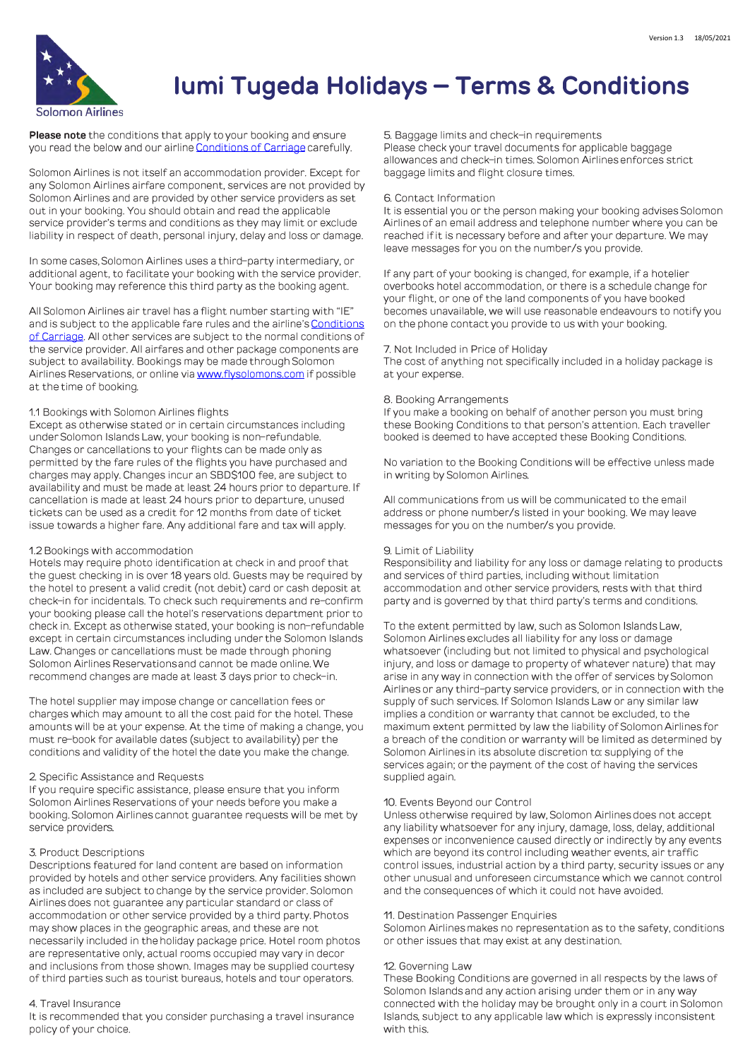Version 1.3 18/05/2021

# Iumi Tugeda Holidays – Terms & Conditions

**Please note** the conditions that apply to your booking and ensure you read the below and our airline Conditions of Carriage carefully.

Solomon Airlines is not itself an accommodation provider. Except for any Solomon Airlines airfare component, services are not provided by Solomon Airlines and are provided by other service providers as set out in your booking. You should obtain and read the applicable service provider's terms and conditions as they may limit or exclude liability in respect of death, personal injury, delay and loss or damage.

In some cases, Solomon Airlines uses a third-party intermediary, or additional agent, to facilitate your booking with the service provider. Your booking may reference this third party as the booking agent.

All Solomon Airlines air travel has a flight number starting with "IE" and is subject to the applicable fare rules and the airline's Conditions of Carriage. All other services are subject to the normal conditions of the service provider. All airfares and other package components are subject to availability. Bookings may be made through Solomon Airlines Reservations, or online via www.flysolomons.com if possible at the time of booking.

1.1 Bookings with Solomon Airlines flights
Except as otherwise stated or in certain circumstances including under Solomon Islands Law, your booking is non-refundable. Changes or cancellations to your flights can be made only as permitted by the fare rules of the flights you have purchased and charges may apply. Changes incur an SBD$100 fee, are subject to availability and must be made at least 24 hours prior to departure. If cancellation is made at least 24 hours prior to departure, unused tickets can be used as a credit for 12 months from date of ticket issue towards a higher fare. Any additional fare and tax will apply.

1.2 Bookings with accommodation
Hotels may require photo identification at check in and proof that the guest checking in is over 18 years old. Guests may be required by the hotel to present a valid credit (not debit) card or cash deposit at check-in for incidentals. To check such requirements and re-confirm your booking please call the hotel's reservations department prior to check in. Except as otherwise stated, your booking is non-refundable except in certain circumstances including under the Solomon Islands Law. Changes or cancellations must be made through phoning Solomon Airlines Reservations and cannot be made online. We recommend changes are made at least 3 days prior to check-in.

The hotel supplier may impose change or cancellation fees or charges which may amount to all the cost paid for the hotel. These amounts will be at your expense. At the time of making a change, you must re-book for available dates (subject to availability) per the conditions and validity of the hotel the date you make the change.

2. Specific Assistance and Requests
If you require specific assistance, please ensure that you inform Solomon Airlines Reservations of your needs before you make a booking. Solomon Airlines cannot guarantee requests will be met by service providers.

3. Product Descriptions
Descriptions featured for land content are based on information provided by hotels and other service providers. Any facilities shown as included are subject to change by the service provider. Solomon Airlines does not guarantee any particular standard or class of accommodation or other service provided by a third party. Photos may show places in the geographic areas, and these are not necessarily included in the holiday package price. Hotel room photos are representative only, actual rooms occupied may vary in decor and inclusions from those shown. Images may be supplied courtesy of third parties such as tourist bureaus, hotels and tour operators.

4. Travel Insurance
It is recommended that you consider purchasing a travel insurance policy of your choice.

5. Baggage limits and check-in requirements
Please check your travel documents for applicable baggage allowances and check-in times. Solomon Airlines enforces strict baggage limits and flight closure times.

6. Contact Information
It is essential you or the person making your booking advises Solomon Airlines of an email address and telephone number where you can be reached if it is necessary before and after your departure. We may leave messages for you on the number/s you provide.

If any part of your booking is changed, for example, if a hotelier overbooks hotel accommodation, or there is a schedule change for your flight, or one of the land components of you have booked becomes unavailable, we will use reasonable endeavours to notify you on the phone contact you provide to us with your booking.

7. Not Included in Price of Holiday
The cost of anything not specifically included in a holiday package is at your expense.

8. Booking Arrangements
If you make a booking on behalf of another person you must bring these Booking Conditions to that person's attention. Each traveller booked is deemed to have accepted these Booking Conditions.

No variation to the Booking Conditions will be effective unless made in writing by Solomon Airlines.

All communications from us will be communicated to the email address or phone number/s listed in your booking. We may leave messages for you on the number/s you provide.

9. Limit of Liability
Responsibility and liability for any loss or damage relating to products and services of third parties, including without limitation accommodation and other service providers, rests with that third party and is governed by that third party's terms and conditions.

To the extent permitted by law, such as Solomon Islands Law, Solomon Airlines excludes all liability for any loss or damage whatsoever (including but not limited to physical and psychological injury, and loss or damage to property of whatever nature) that may arise in any way in connection with the offer of services by Solomon Airlines or any third-party service providers, or in connection with the supply of such services. If Solomon Islands Law or any similar law implies a condition or warranty that cannot be excluded, to the maximum extent permitted by law the liability of Solomon Airlines for a breach of the condition or warranty will be limited as determined by Solomon Airlines in its absolute discretion to: supplying of the services again; or the payment of the cost of having the services supplied again.

10. Events Beyond our Control
Unless otherwise required by law, Solomon Airlines does not accept any liability whatsoever for any injury, damage, loss, delay, additional expenses or inconvenience caused directly or indirectly by any events which are beyond its control including weather events, air traffic control issues, industrial action by a third party, security issues or any other unusual and unforeseen circumstance which we cannot control and the consequences of which it could not have avoided.

11. Destination Passenger Enquiries
Solomon Airlines makes no representation as to the safety, conditions or other issues that may exist at any destination.

12. Governing Law
These Booking Conditions are governed in all respects by the laws of Solomon Islands and any action arising under them or in any way connected with the holiday may be brought only in a court in Solomon Islands, subject to any applicable law which is expressly inconsistent with this.